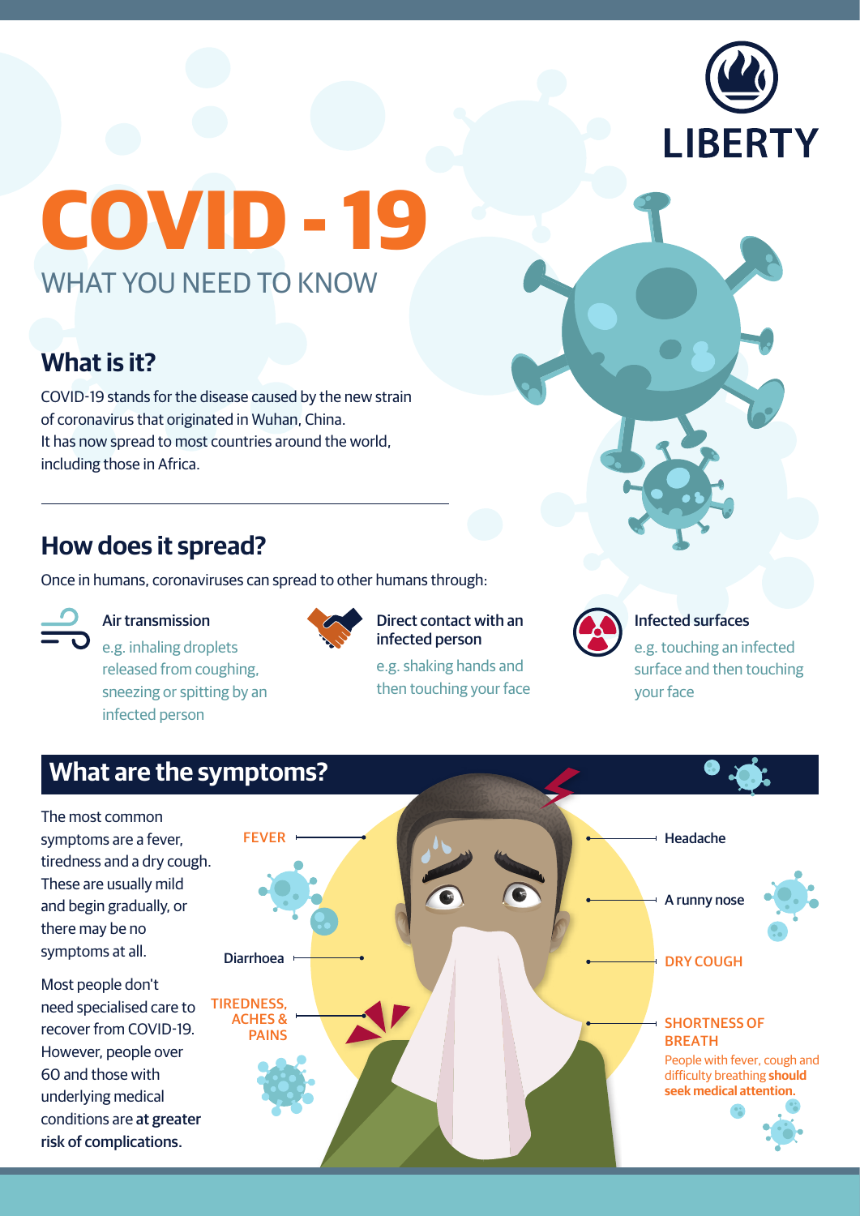LIBERTY

# COVID - 19

WHAT YOU NEED TO KNOW

## What is it?

COVID-19 stands for the disease caused by the new strain of coronavirus that originated in Wuhan, China.
It has now spread to most countries around the world, including those in Africa.

## How does it spread?

Once in humans, coronaviruses can spread to other humans through:

**Air transmission**
e.g. inhaling droplets released from coughing, sneezing or spitting by an infected person

**Direct contact with an infected person**
e.g. shaking hands and then touching your face

**Infected surfaces**
e.g. touching an infected surface and then touching your face

## What are the symptoms?

The most common symptoms are a fever, tiredness and a dry cough. These are usually mild and begin gradually, or there may be no symptoms at all.

Most people don't need specialised care to recover from COVID-19. However, people over 60 and those with underlying medical conditions are **at greater risk of complications.**

- FEVER
- Diarrhoea
- TIREDNESS, ACHES & PAINS
- Headache
- A runny nose
- DRY COUGH
- SHORTNESS OF BREATH

People with fever, cough and difficulty breathing **should seek medical attention.**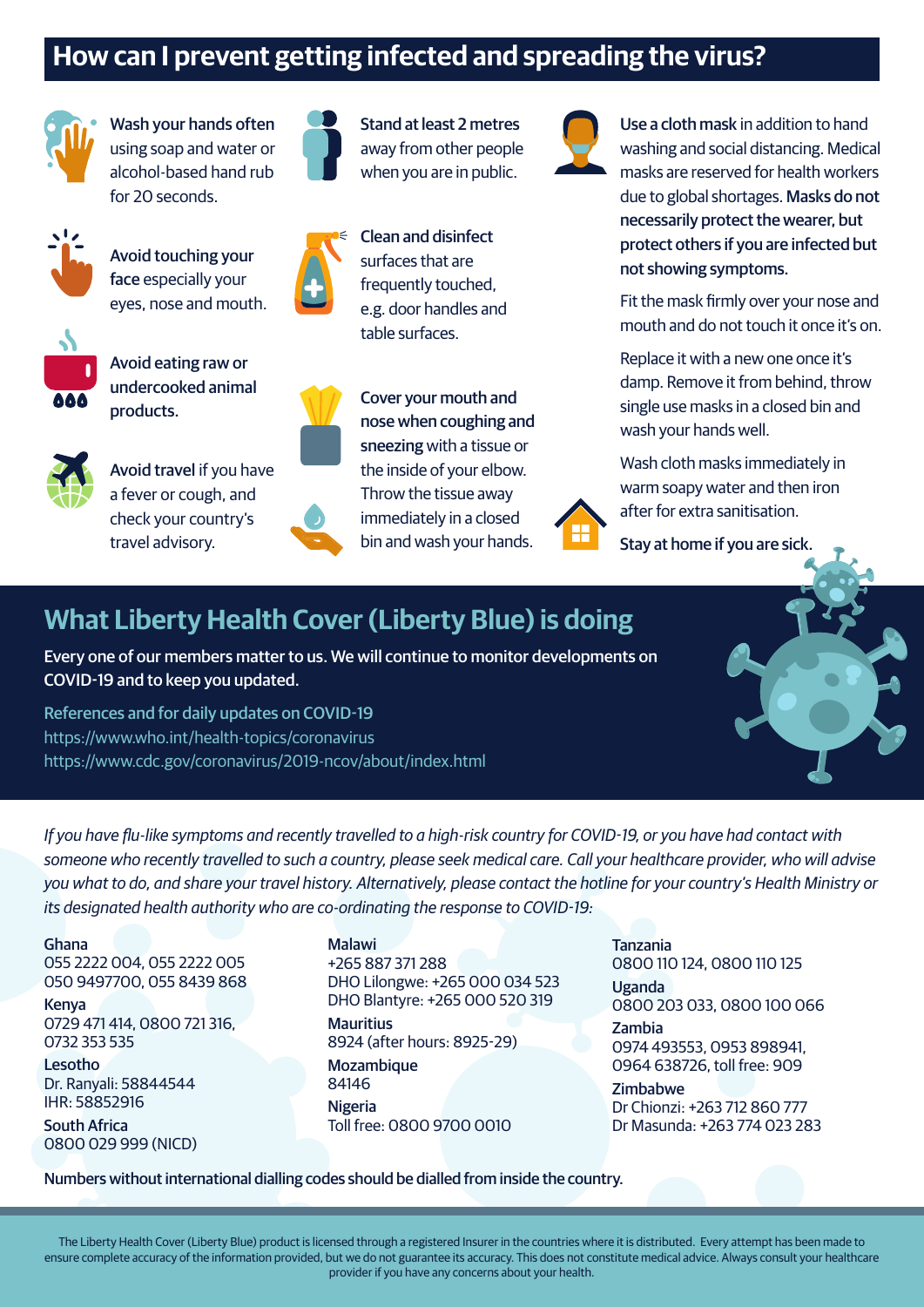## How can I prevent getting infected and spreading the virus?

**Wash your hands often** using soap and water or alcohol-based hand rub for 20 seconds.

**Avoid touching your face** especially your eyes, nose and mouth.

**Avoid eating raw or undercooked animal products.**

**Avoid travel** if you have a fever or cough, and check your country's travel advisory.

**Stand at least 2 metres** away from other people when you are in public.

**Clean and disinfect** surfaces that are frequently touched, e.g. door handles and table surfaces.

**Cover your mouth and nose when coughing and sneezing** with a tissue or the inside of your elbow. Throw the tissue away immediately in a closed bin and wash your hands.

**Use a cloth mask** in addition to hand washing and social distancing. Medical masks are reserved for health workers due to global shortages. **Masks do not necessarily protect the wearer, but protect others if you are infected but not showing symptoms.**

Fit the mask firmly over your nose and mouth and do not touch it once it's on.

Replace it with a new one once it's damp. Remove it from behind, throw single use masks in a closed bin and wash your hands well.

Wash cloth masks immediately in warm soapy water and then iron after for extra sanitisation.

**Stay at home if you are sick.**

## What Liberty Health Cover (Liberty Blue) is doing

Every one of our members matter to us. We will continue to monitor developments on COVID-19 and to keep you updated.

References and for daily updates on COVID-19
https://www.who.int/health-topics/coronavirus
https://www.cdc.gov/coronavirus/2019-ncov/about/index.html

*If you have flu-like symptoms and recently travelled to a high-risk country for COVID-19, or you have had contact with someone who recently travelled to such a country, please seek medical care. Call your healthcare provider, who will advise you what to do, and share your travel history. Alternatively, please contact the hotline for your country's Health Ministry or its designated health authority who are co-ordinating the response to COVID-19:*

**Ghana**
055 2222 004, 055 2222 005
050 9497700, 055 8439 868

**Kenya**
0729 471 414, 0800 721 316,
0732 353 535

**Lesotho**
Dr. Ranyali: 58844544
IHR: 58852916

**South Africa**
0800 029 999 (NICD)

**Malawi**
+265 887 371 288
DHO Lilongwe: +265 000 034 523
DHO Blantyre: +265 000 520 319

**Mauritius**
8924 (after hours: 8925-29)

**Mozambique**
84146

**Nigeria**
Toll free: 0800 9700 0010

**Tanzania**
0800 110 124, 0800 110 125

**Uganda**
0800 203 033, 0800 100 066

**Zambia**
0974 493553, 0953 898941,
0964 638726, toll free: 909

**Zimbabwe**
Dr Chionzi: +263 712 860 777
Dr Masunda: +263 774 023 283

**Numbers without international dialling codes should be dialled from inside the country.**

The Liberty Health Cover (Liberty Blue) product is licensed through a registered Insurer in the countries where it is distributed. Every attempt has been made to ensure complete accuracy of the information provided, but we do not guarantee its accuracy. This does not constitute medical advice. Always consult your healthcare provider if you have any concerns about your health.